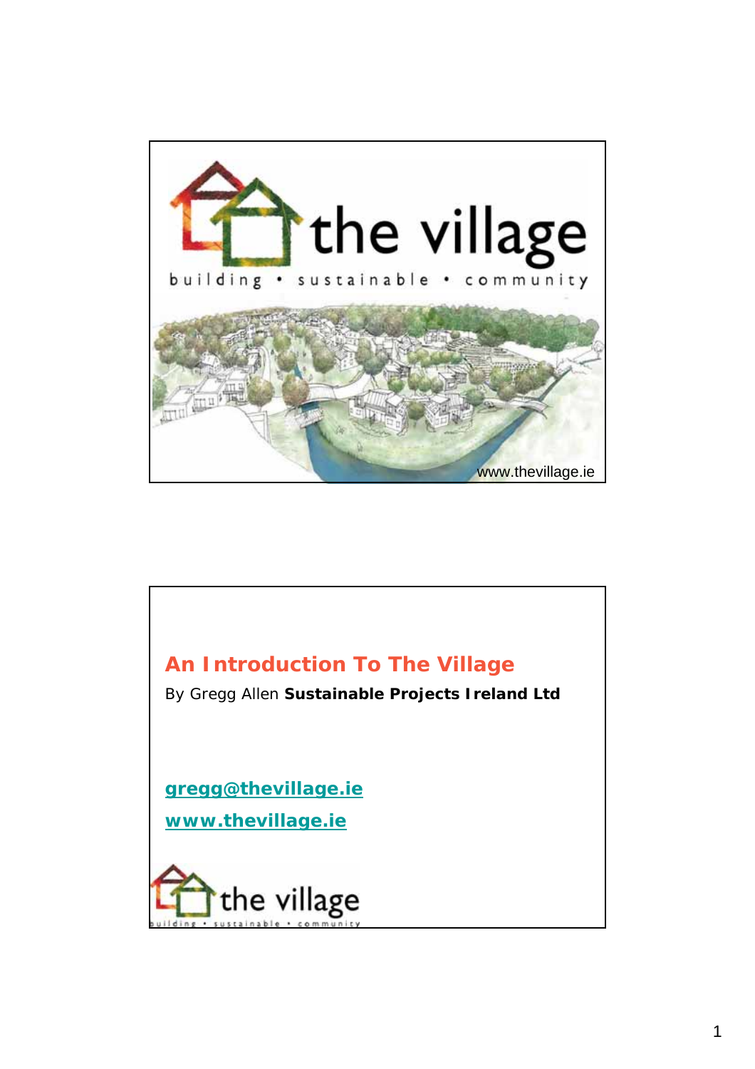the village

building • sustainable • community

www.thevillage.ie

## An Introduction To The Village

By Gregg Allen **Sustainable Projects Ireland Ltd**

gregg@thevillage.ie

www.thevillage.ie

the village

building • sustainable • community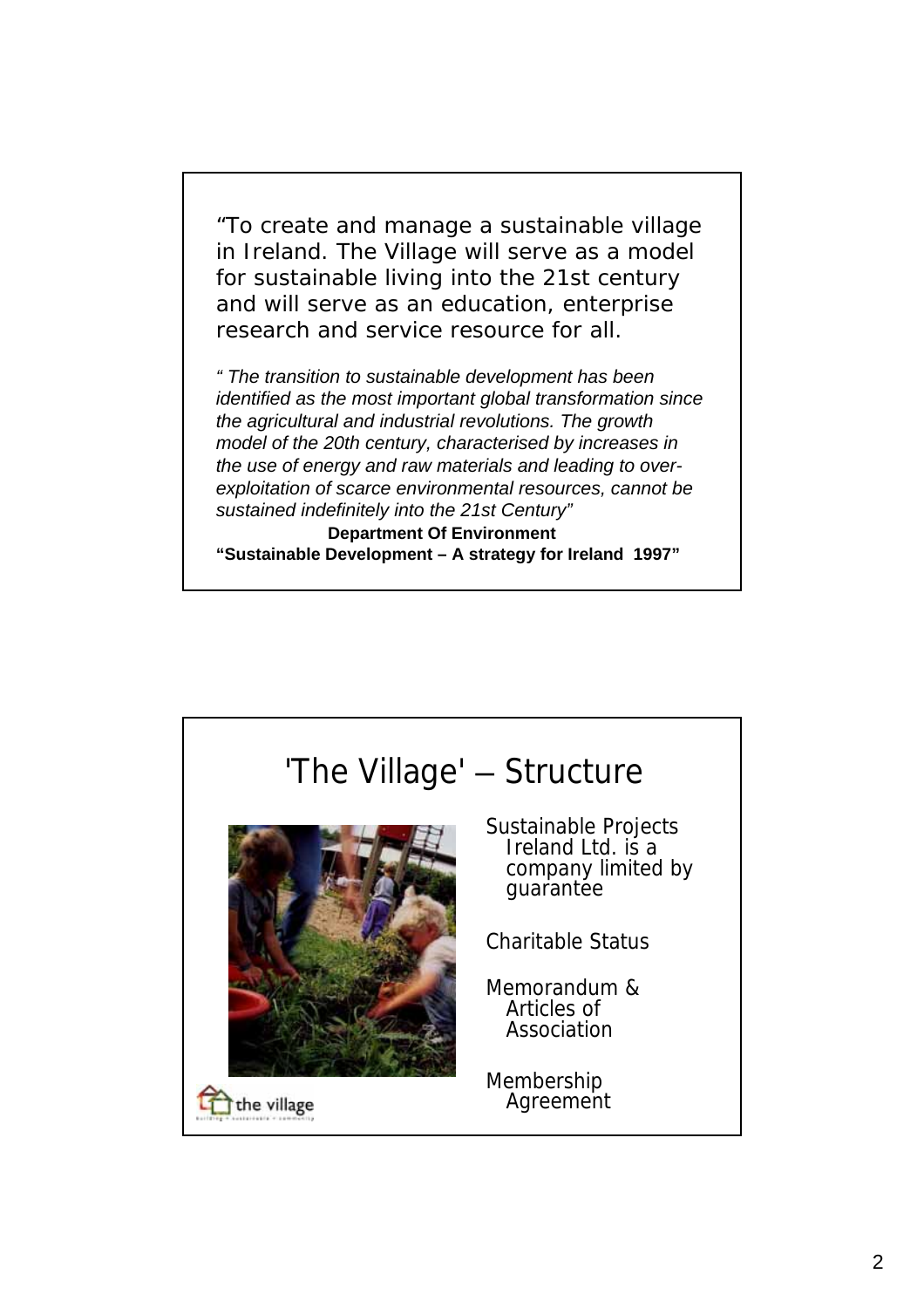"To create and manage a sustainable village in Ireland. The Village will serve as a model for sustainable living into the 21st century and will serve as an education, enterprise research and service resource for all.

*" The transition to sustainable development has been identified as the most important global transformation since the agricultural and industrial revolutions. The growth model of the 20th century, characterised by increases in the use of energy and raw materials and leading to over-exploitation of scarce environmental resources, cannot be sustained indefinitely into the 21st Century"*

**Department Of Environment**
**"Sustainable Development – A strategy for Ireland 1997"**

# 'The Village' – Structure

- Sustainable Projects Ireland Ltd. is a company limited by guarantee
- Charitable Status
- Memorandum & Articles of Association
- Membership Agreement

the village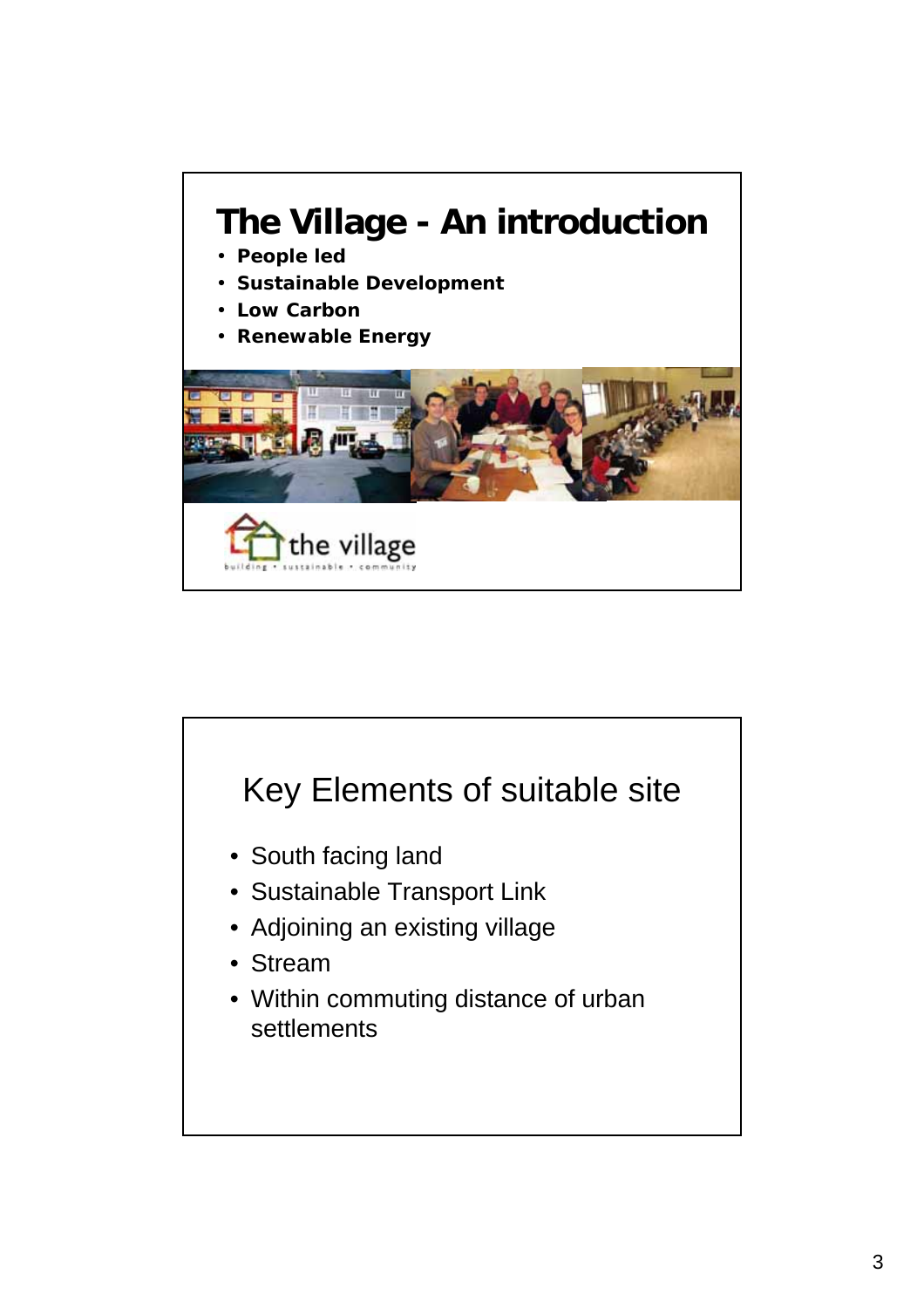## The Village - An introduction

- **People led**
- **Sustainable Development**
- **Low Carbon**
- **Renewable Energy**

the village

building • sustainable • community

## Key Elements of suitable site

- South facing land
- Sustainable Transport Link
- Adjoining an existing village
- Stream
- Within commuting distance of urban settlements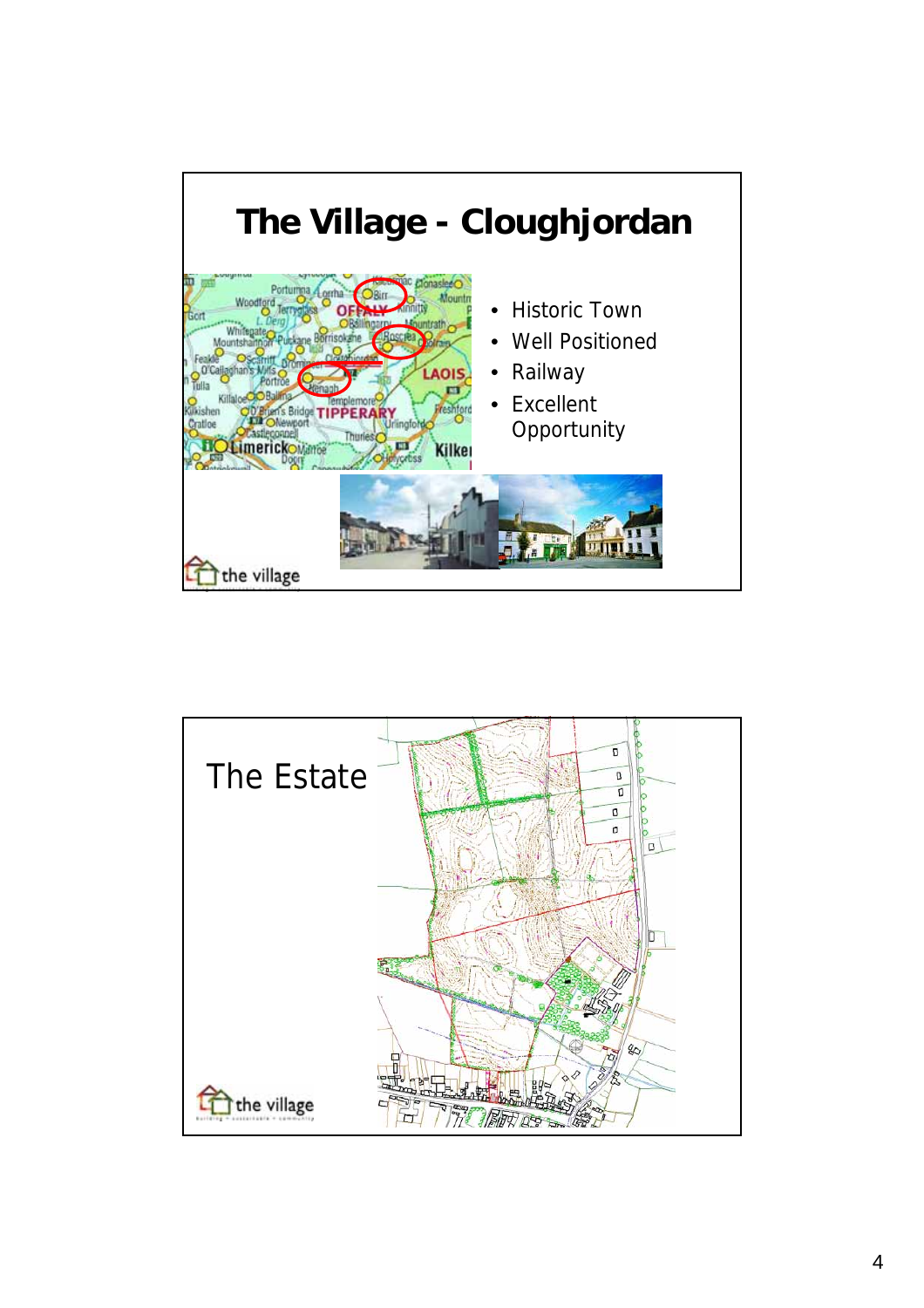# The Village - Cloughjordan

- Historic Town
- Well Positioned
- Railway
- Excellent Opportunity

the village

# The Estate

the village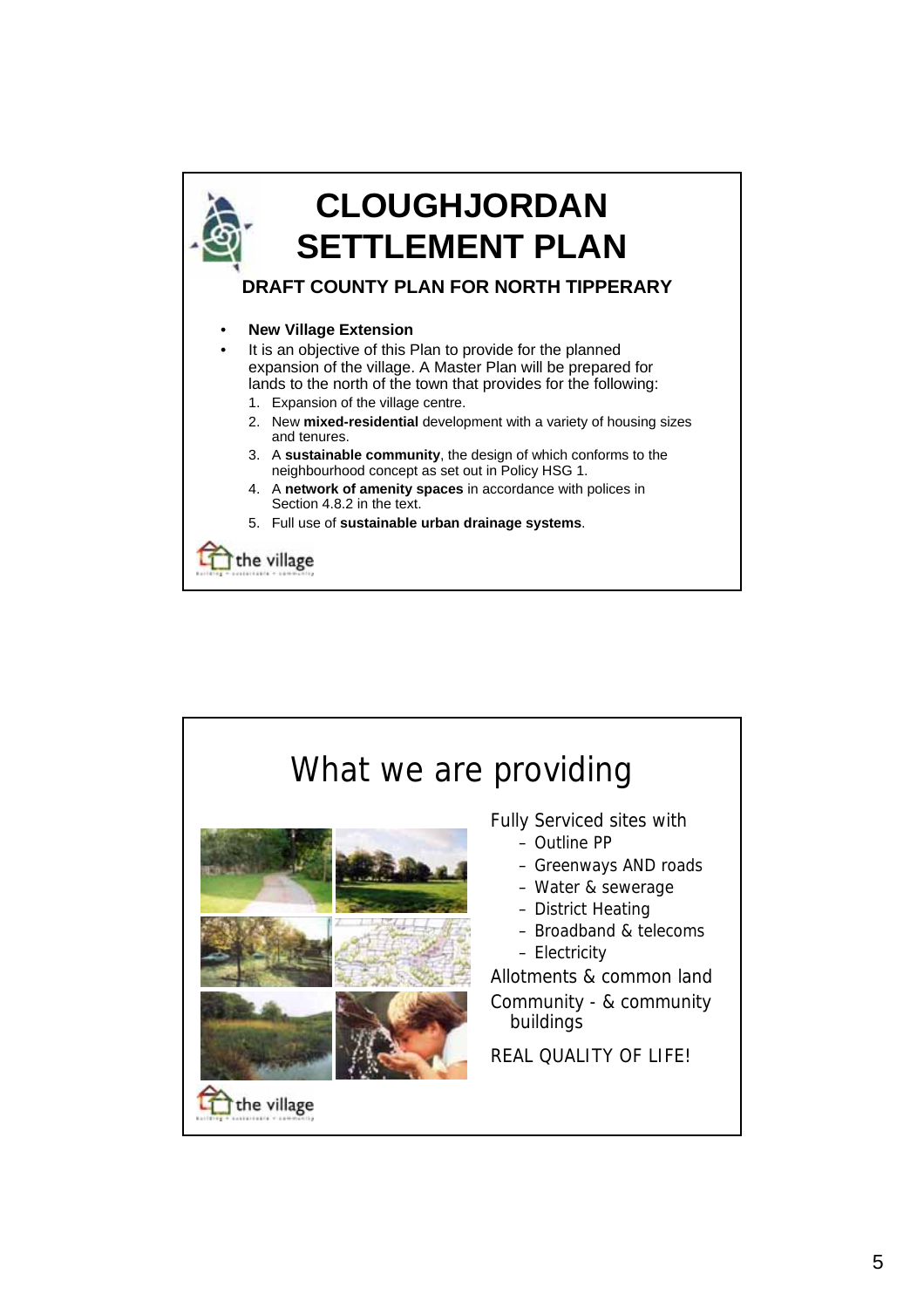# CLOUGHJORDAN SETTLEMENT PLAN

## DRAFT COUNTY PLAN FOR NORTH TIPPERARY

- **New Village Extension**
- It is an objective of this Plan to provide for the planned expansion of the village. A Master Plan will be prepared for lands to the north of the town that provides for the following:
  1. Expansion of the village centre.
  2. New **mixed-residential** development with a variety of housing sizes and tenures.
  3. A **sustainable community**, the design of which conforms to the neighbourhood concept as set out in Policy HSG 1.
  4. A **network of amenity spaces** in accordance with polices in Section 4.8.2 in the text.
  5. Full use of **sustainable urban drainage systems**.

the village

# What we are providing

Fully Serviced sites with
- Outline PP
- Greenways AND roads
- Water & sewerage
- District Heating
- Broadband & telecoms
- Electricity

Allotments & common land

Community - & community buildings

REAL QUALITY OF LIFE!

the village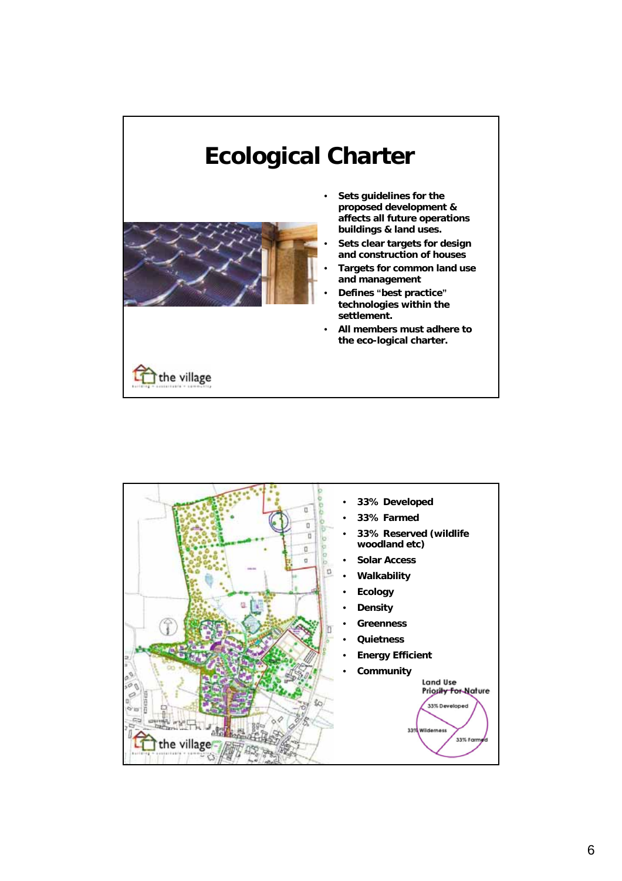# Ecological Charter

- Sets guidelines for the proposed development & affects all future operations buildings & land uses.
- Sets clear targets for design and construction of houses
- Targets for common land use and management
- Defines "best practice" technologies within the settlement.
- All members must adhere to the eco-logical charter.

the village

---

- 33% Developed
- 33% Farmed
- 33% Reserved (wildlife woodland etc)
- Solar Access
- Walkability
- Ecology
- Density
- Greenness
- Quietness
- Energy Efficient
- Community

Land Use
Priority For Nature

33% Developed
33% Wilderness
33% Farmed

the village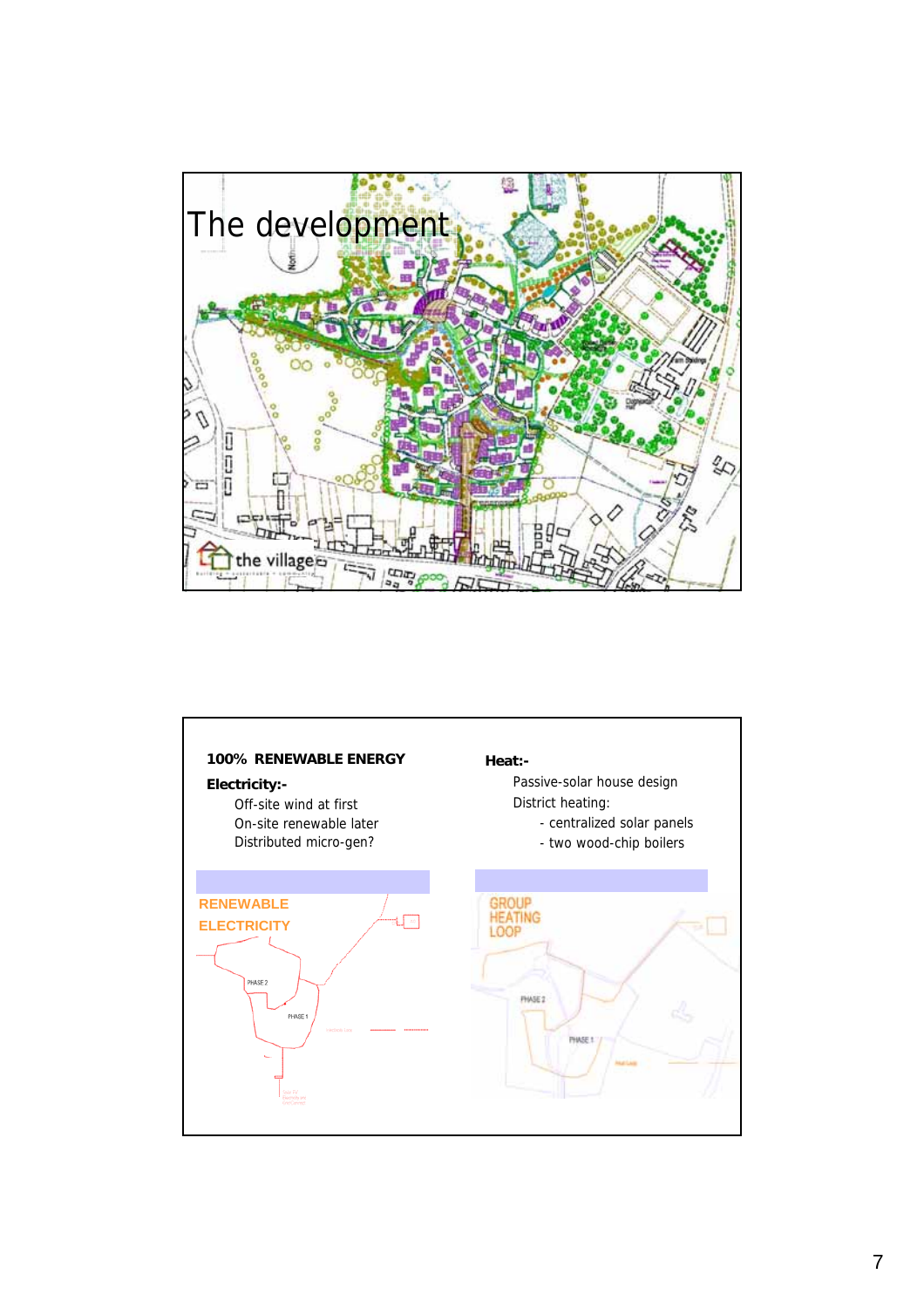# The development

## 100% RENEWABLE ENERGY

**Electricity:-**

- Off-site wind at first
- On-site renewable later
- Distributed micro-gen?

**Heat:-**

- Passive-solar house design
- District heating:
  - centralized solar panels
  - two wood-chip boilers

RENEWABLE ELECTRICITY

PHASE 2

PHASE 1

GROUP HEATING LOOP

PHASE 2

PHASE 1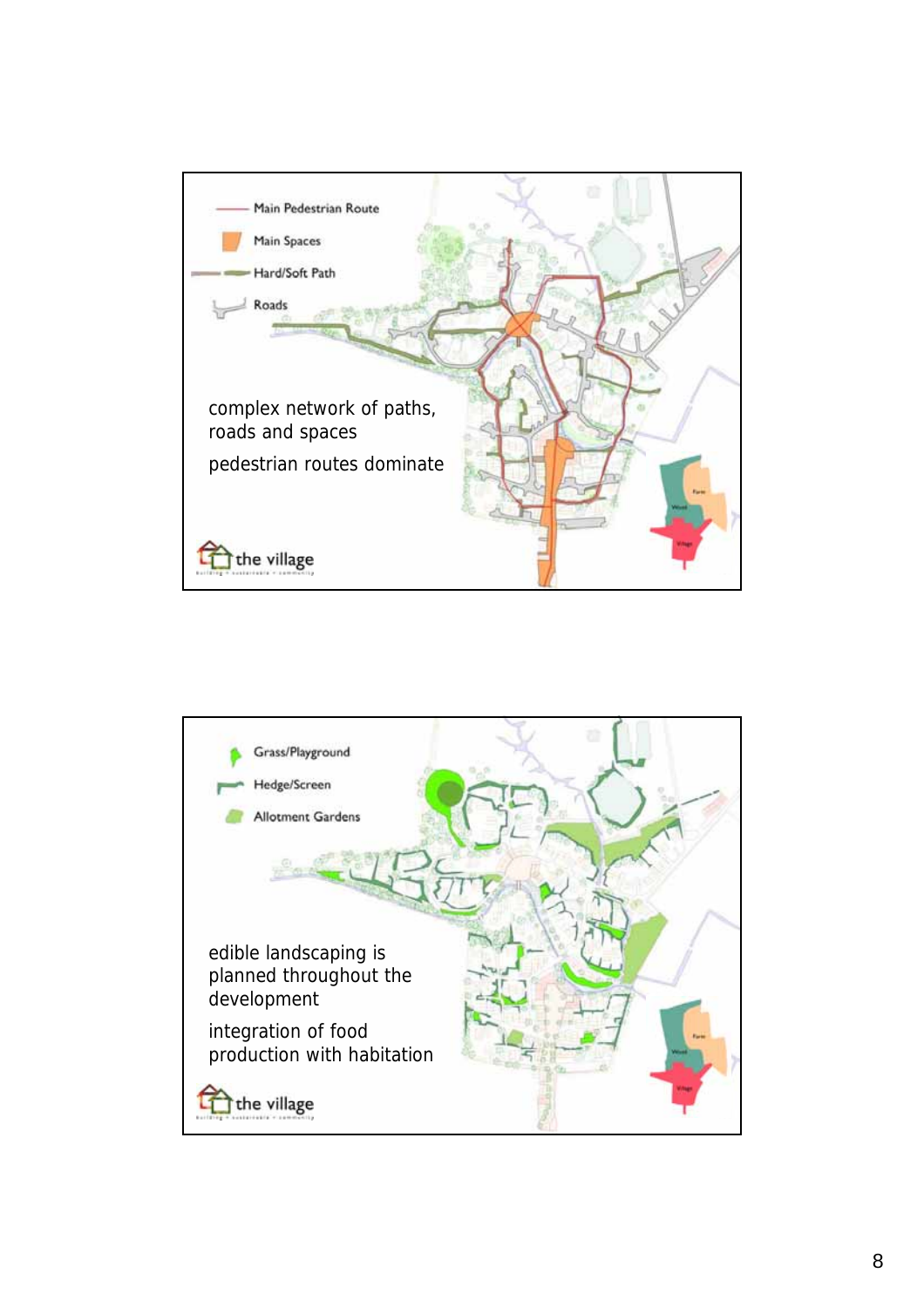Main Pedestrian Route

Main Spaces

Hard/Soft Path

Roads

complex network of paths, roads and spaces

pedestrian routes dominate

the village

Grass/Playground

Hedge/Screen

Allotment Gardens

edible landscaping is planned throughout the development

integration of food production with habitation

the village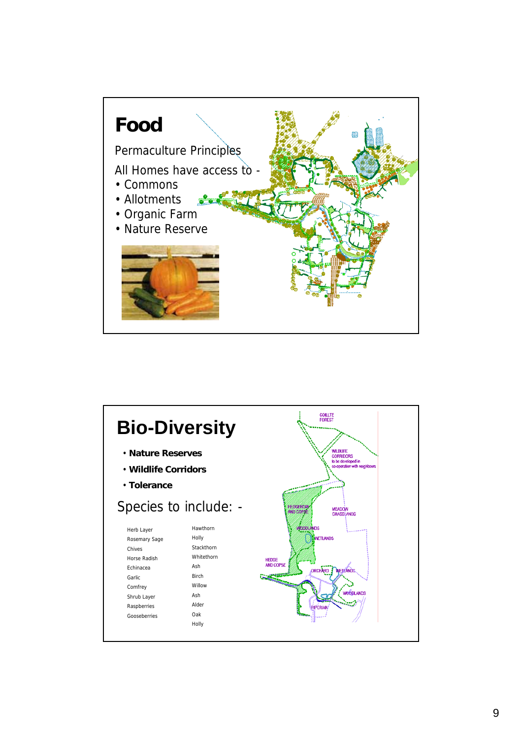# Food

Permaculture Principles

All Homes have access to -

- Commons
- Allotments
- Organic Farm
- Nature Reserve

# Bio-Diversity

- **Nature Reserves**
- **Wildlife Corridors**
- **Tolerance**

Species to include: -

| | |
|---|---|
| Herb Layer | Hawthorn |
| Rosemary Sage | Holly |
| Chives | Stackthorn |
| Horse Radish | Whitethorn |
| Echinacea | Ash |
| Garlic | Birch |
| Comfrey | Willow |
| Shrub Layer | Ash |
| Raspberries | Alder |
| Gooseberries | Oak |
| | Holly |

COILLTE FOREST

WILDLIFE CORRIDORS to be developed in co-operation with neighbours

HEDGEROW AND COPSE

MEADOW GRASSLANDS

WOODLANDS

WETLANDS

HEDGE AND COPSE

ORCHARD

WETLANDS

WOODLANDS

RIPERIAN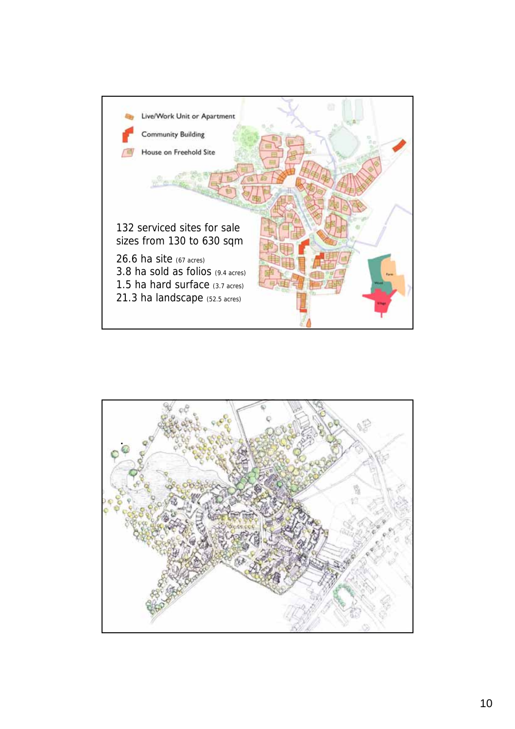Live/Work Unit or Apartment

Community Building

House on Freehold Site

132 serviced sites for sale
sizes from 130 to 630 sqm

26.6 ha site (67 acres)
3.8 ha sold as folios (9.4 acres)
1.5 ha hard surface (3.7 acres)
21.3 ha landscape (52.5 acres)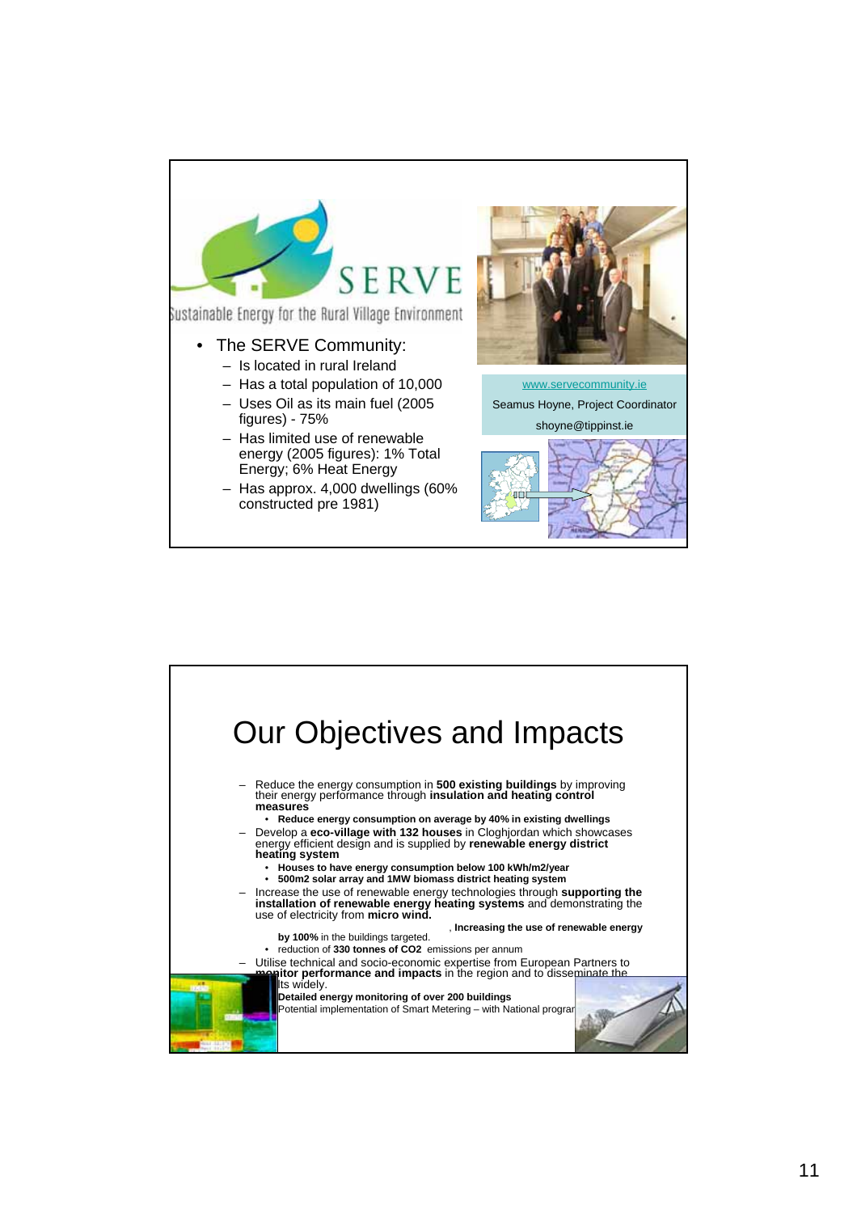SERVE

Sustainable Energy for the Rural Village Environment

- The SERVE Community:
  - Is located in rural Ireland
  - Has a total population of 10,000
  - Uses Oil as its main fuel (2005 figures) - 75%
  - Has limited use of renewable energy (2005 figures): 1% Total Energy; 6% Heat Energy
  - Has approx. 4,000 dwellings (60% constructed pre 1981)

www.servecommunity.ie

Seamus Hoyne, Project Coordinator

shoyne@tippinst.ie

# Our Objectives and Impacts

- Reduce the energy consumption in **500 existing buildings** by improving their energy performance through **insulation and heating control measures**
  - **Reduce energy consumption on average by 40% in existing dwellings**
- Develop a **eco-village with 132 houses** in Cloghjordan which showcases energy efficient design and is supplied by **renewable energy district heating system**
  - **Houses to have energy consumption below 100 kWh/m2/year**
  - **500m2 solar array and 1MW biomass district heating system**
- Increase the use of renewable energy technologies through **supporting the installation of renewable energy heating systems** and demonstrating the use of electricity from **micro wind.**
  - , **Increasing the use of renewable energy by 100%** in the buildings targeted.
  - reduction of **330 tonnes of CO2** emissions per annum
- Utilise technical and socio-economic expertise from European Partners to **monitor performance and impacts** in the region and to disseminate the results widely.
  - **Detailed energy monitoring of over 200 buildings**
  - Potential implementation of Smart Metering – with National program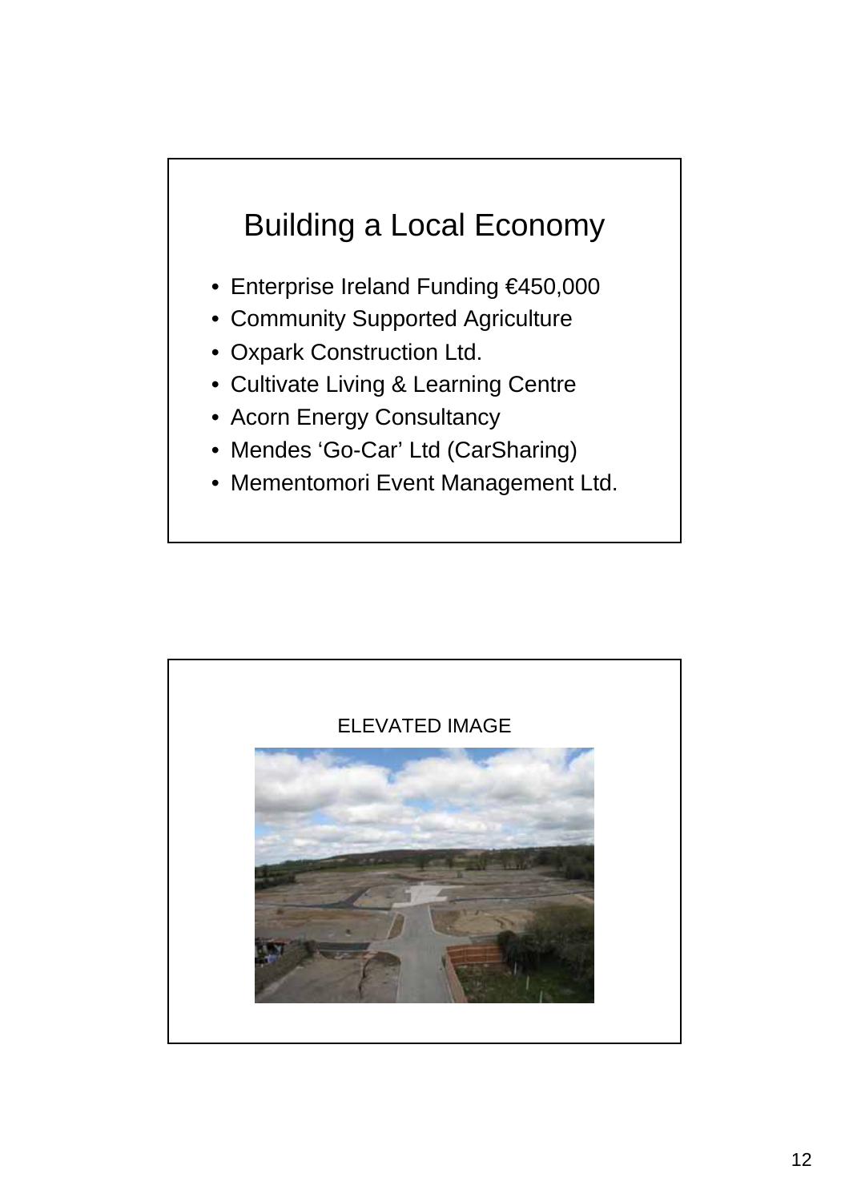# Building a Local Economy

- Enterprise Ireland Funding €450,000
- Community Supported Agriculture
- Oxpark Construction Ltd.
- Cultivate Living & Learning Centre
- Acorn Energy Consultancy
- Mendes 'Go-Car' Ltd (CarSharing)
- Mementomori Event Management Ltd.

ELEVATED IMAGE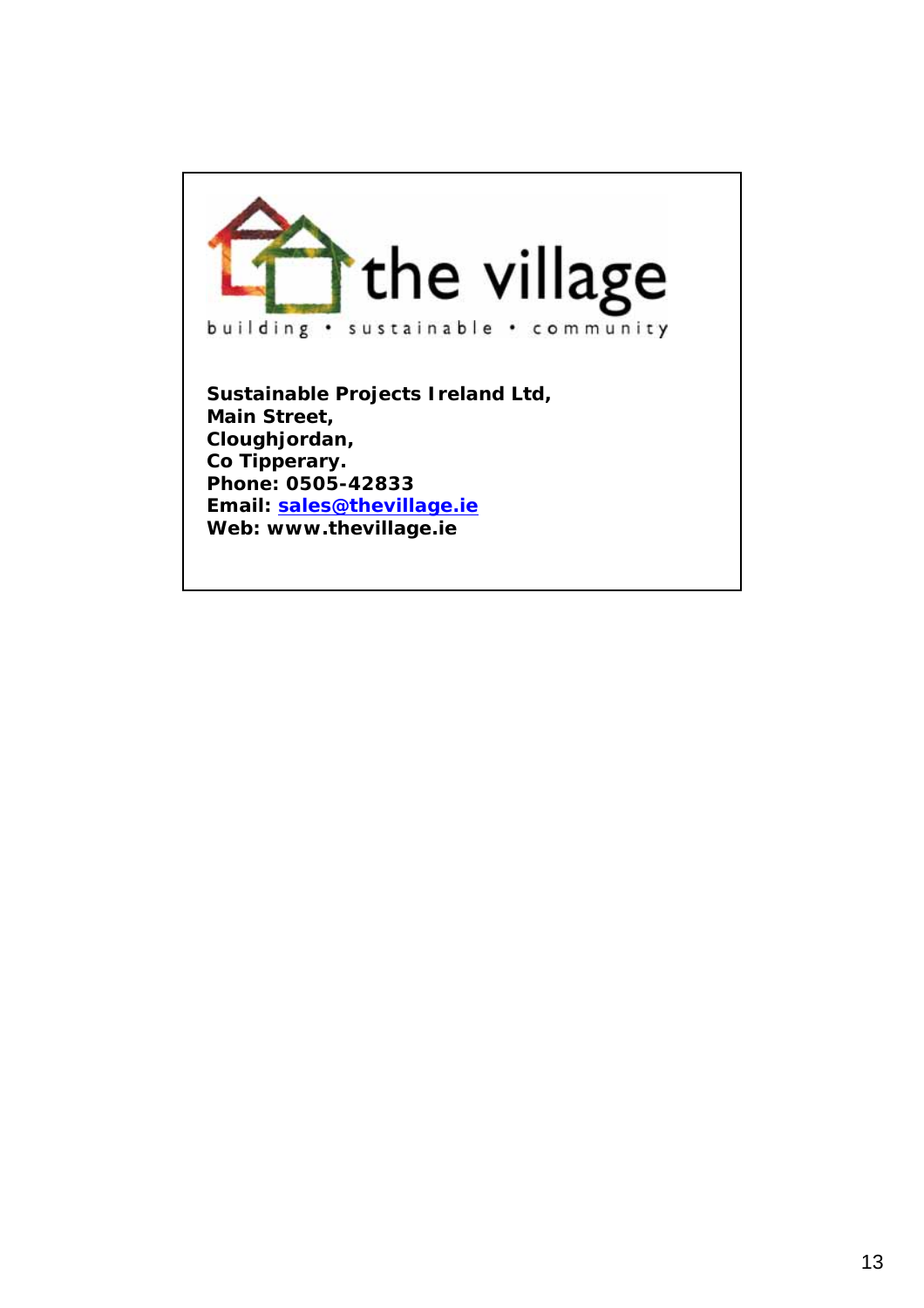the village

building • sustainable • community

**Sustainable Projects Ireland Ltd,**
**Main Street,**
**Cloughjordan,**
**Co Tipperary.**
**Phone: 0505-42833**
**Email: sales@thevillage.ie**
**Web: www.thevillage.ie**